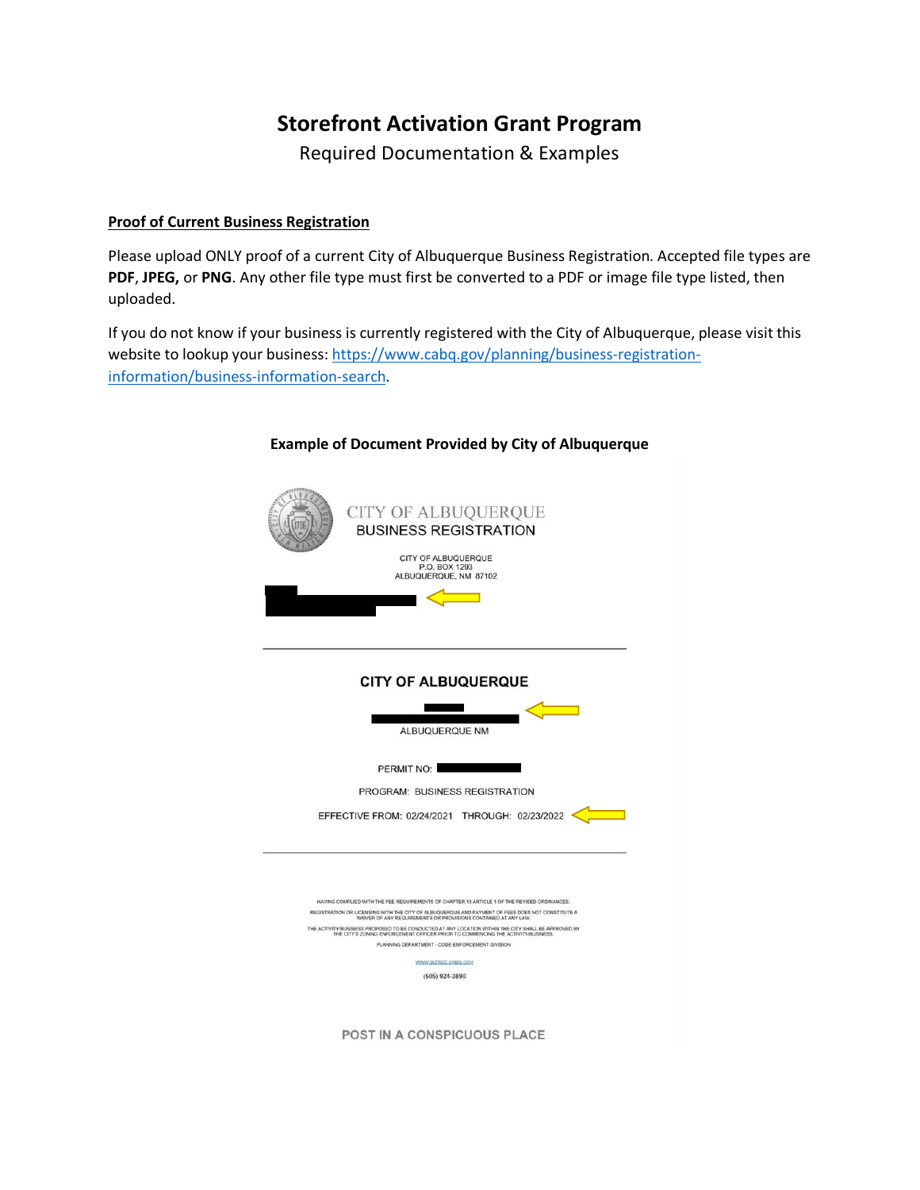# Storefront Activation Grant Program

Required Documentation & Examples

**Proof of Current Business Registration**

Please upload ONLY proof of a current City of Albuquerque Business Registration. Accepted file types are **PDF**, **JPEG,** or **PNG**. Any other file type must first be converted to a PDF or image file type listed, then uploaded.

If you do not know if your business is currently registered with the City of Albuquerque, please visit this website to lookup your business: https://www.cabq.gov/planning/business-registration-information/business-information-search.

**Example of Document Provided by City of Albuquerque**

CITY OF ALBUQUERQUE
BUSINESS REGISTRATION

CITY OF ALBUQUERQUE
P.O. BOX 1293
ALBUQUERQUE, NM 87102

CITY OF ALBUQUERQUE

ALBUQUERQUE NM

PERMIT NO:

PROGRAM: BUSINESS REGISTRATION

EFFECTIVE FROM: 02/24/2021 THROUGH: 02/23/2022

HAVING COMPLIED WITH THE FEE REQUIREMENTS OF CHAPTER 13 ARTICLE 1 OF THE REVISED ORDINANCES.

REGISTRATION OR LICENSING WITH THE CITY OF ALBUQUERQUE AND PAYMENT OF FEES DOES NOT CONSTITUTE A WAIVER OF ANY REQUIREMENTS OR PROVISIONS CONTAINED AT ANY LAW.

THE ACTIVITY/BUSINESS PROPOSED TO BE CONDUCTED AT ANY LOCATION WITHIN THE CITY SHALL BE APPROVED BY THE CITY'S ZONING ENFORCEMENT OFFICER PRIOR TO COMMENCING THE ACTIVITY/BUSINESS.

PLANNING DEPARTMENT - CODE ENFORCEMENT DIVISION

WWW.BIZREG.CABQ.GOV

(505) 924-3890

POST IN A CONSPICUOUS PLACE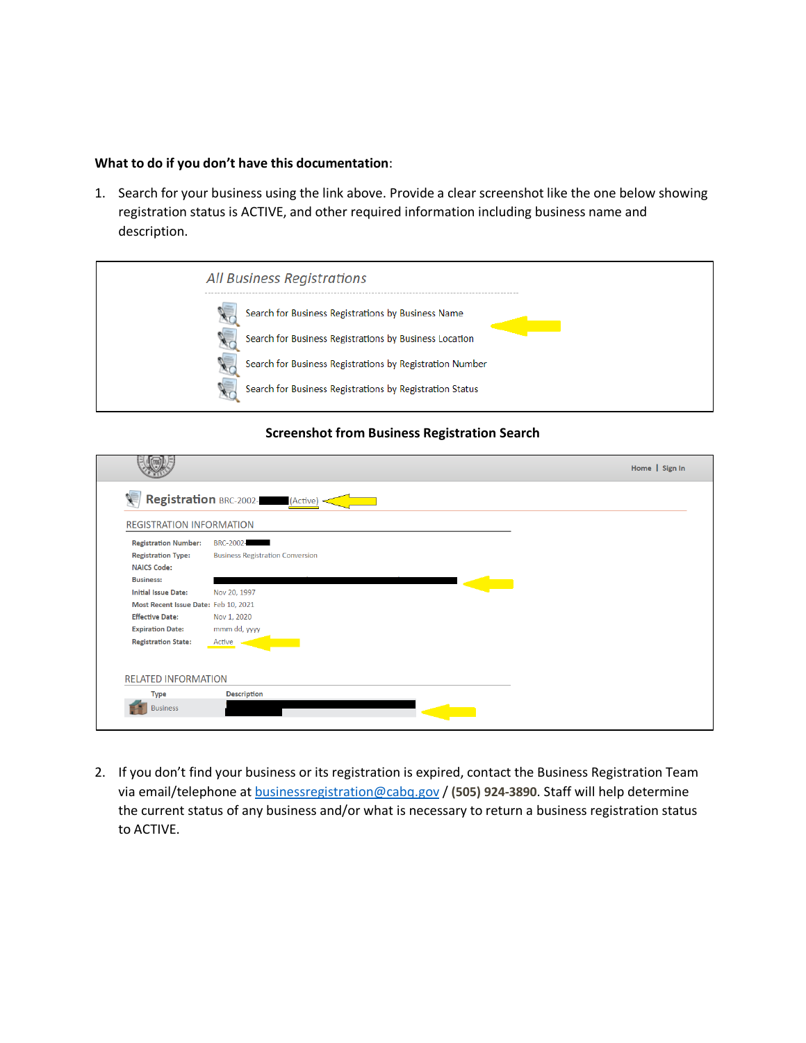**What to do if you don't have this documentation**:

1. Search for your business using the link above. Provide a clear screenshot like the one below showing registration status is ACTIVE, and other required information including business name and description.

All Business Registrations

- Search for Business Registrations by Business Name
- Search for Business Registrations by Business Location
- Search for Business Registrations by Registration Number
- Search for Business Registrations by Registration Status

**Screenshot from Business Registration Search**

Home | Sign In

Registration BRC-2002-█████ (Active)

REGISTRATION INFORMATION

| | |
|---|---|
| **Registration Number:** | BRC-2002-█████ |
| **Registration Type:** | Business Registration Conversion |
| **NAICS Code:** | |
| **Business:** | ██████████ |
| **Initial Issue Date:** | Nov 20, 1997 |
| **Most Recent Issue Date:** | Feb 10, 2021 |
| **Effective Date:** | Nov 1, 2020 |
| **Expiration Date:** | mmm dd, yyyy |
| **Registration State:** | Active |

RELATED INFORMATION

| Type | Description |
|---|---|
| Business | ██████████ |

2. If you don't find your business or its registration is expired, contact the Business Registration Team via email/telephone at businessregistration@cabq.gov / **(505) 924-3890**. Staff will help determine the current status of any business and/or what is necessary to return a business registration status to ACTIVE.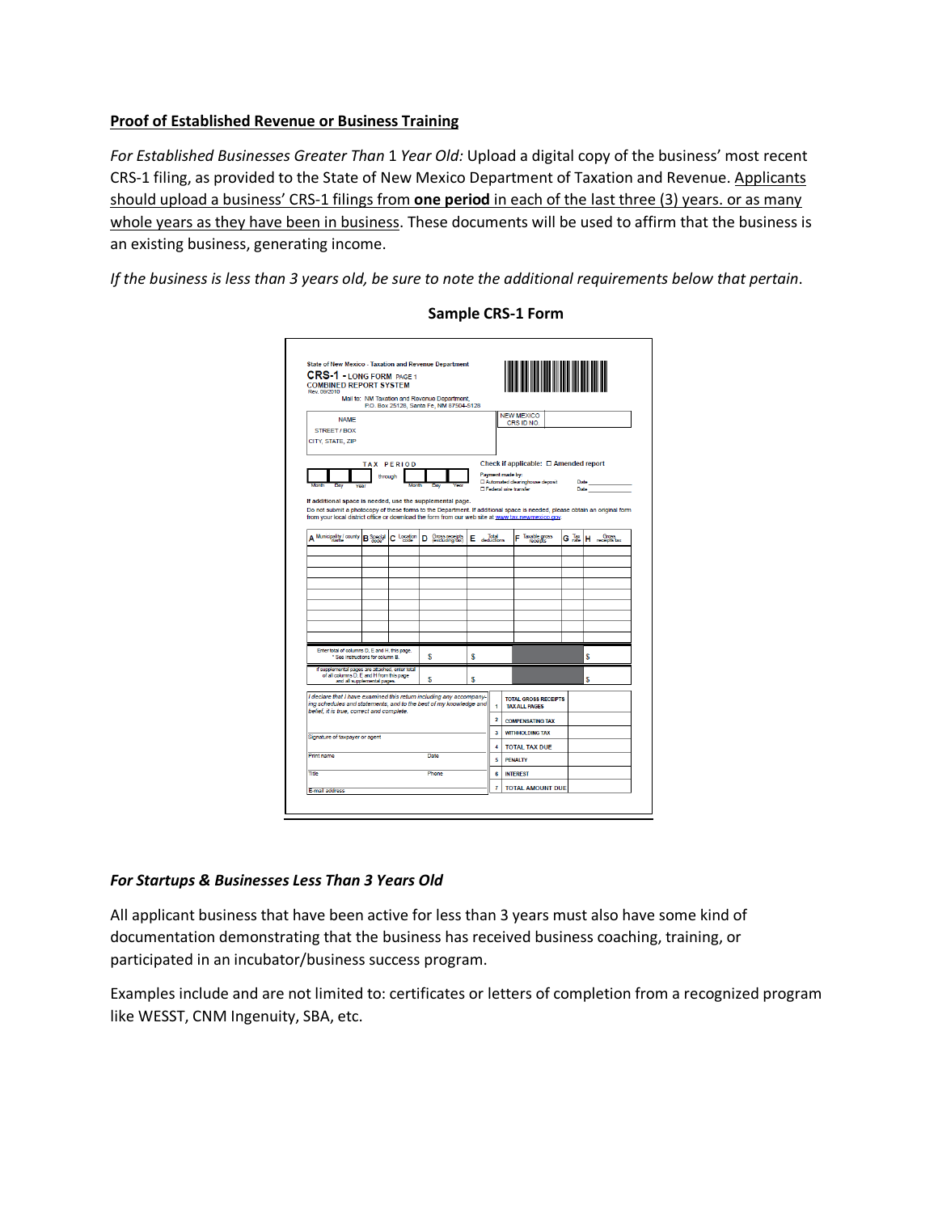**<u>Proof of Established Revenue or Business Training</u>**

*For Established Businesses Greater Than* 1 *Year Old:* Upload a digital copy of the business' most recent CRS-1 filing, as provided to the State of New Mexico Department of Taxation and Revenue. <u>Applicants should upload a business' CRS-1 filings from **one period** in each of the last three (3) years. or as many whole years as they have been in business</u>. These documents will be used to affirm that the business is an existing business, generating income.

*If the business is less than 3 years old, be sure to note the additional requirements below that pertain.*

**Sample CRS-1 Form**

### *For Startups & Businesses Less Than 3 Years Old*

All applicant business that have been active for less than 3 years must also have some kind of documentation demonstrating that the business has received business coaching, training, or participated in an incubator/business success program.

Examples include and are not limited to: certificates or letters of completion from a recognized program like WESST, CNM Ingenuity, SBA, etc.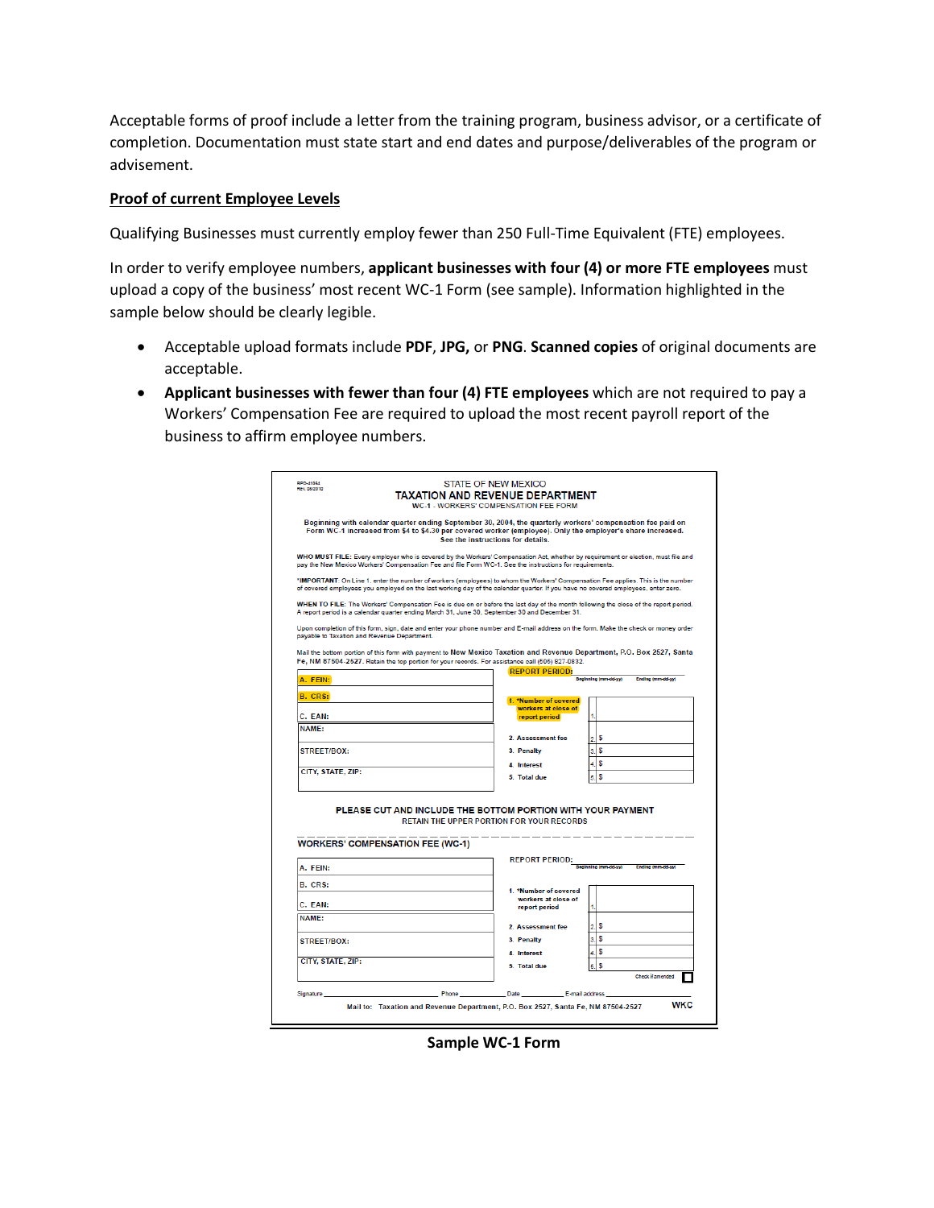Acceptable forms of proof include a letter from the training program, business advisor, or a certificate of completion. Documentation must state start and end dates and purpose/deliverables of the program or advisement.

**Proof of current Employee Levels**

Qualifying Businesses must currently employ fewer than 250 Full-Time Equivalent (FTE) employees.

In order to verify employee numbers, **applicant businesses with four (4) or more FTE employees** must upload a copy of the business' most recent WC-1 Form (see sample). Information highlighted in the sample below should be clearly legible.

- Acceptable upload formats include **PDF**, **JPG,** or **PNG**. **Scanned copies** of original documents are acceptable.
- **Applicant businesses with fewer than four (4) FTE employees** which are not required to pay a Workers' Compensation Fee are required to upload the most recent payroll report of the business to affirm employee numbers.

RPD-41054
REV. 08/2010

STATE OF NEW MEXICO
TAXATION AND REVENUE DEPARTMENT
WC-1 - WORKERS' COMPENSATION FEE FORM

Beginning with calendar quarter ending September 30, 2004, the quarterly workers' compensation fee paid on Form WC-1 increased from $4 to $4.30 per covered worker (employee). Only the employer's share increased. See the instructions for details.

WHO MUST FILE: Every employer who is covered by the Workers' Compensation Act, whether by requirement or election, must file and pay the New Mexico Workers' Compensation Fee and file Form WC-1. See the instructions for requirements.

*IMPORTANT: On Line 1, enter the number of workers (employees) to whom the Workers' Compensation Fee applies. This is the number of covered employees you employed on the last working day of the calendar quarter. If you have no covered employees, enter zero.

WHEN TO FILE: The Workers' Compensation Fee is due on or before the last day of the month following the close of the report period. A report period is a calendar quarter ending March 31, June 30, September 30 and December 31.

Upon completion of this form, sign, date and enter your phone number and E-mail address on the form. Make the check or money order payable to Taxation and Revenue Department.

Mail the bottom portion of this form with payment to New Mexico Taxation and Revenue Department, P.O. Box 2527, Santa Fe, NM 87504-2527. Retain the top portion for your records. For assistance call (505) 827-0832.

| | |
|---|---|
| A. FEIN: | REPORT PERIOD: Beginning (mm-dd-yy) Ending (mm-dd-yy) |
| B. CRS: | 1. *Number of covered workers at close of report period |
| C. EAN: | 2. Assessment fee $ |
| NAME: | 3. Penalty $ |
| STREET/BOX: | 4. Interest $ |
| CITY, STATE, ZIP: | 5. Total due $ |

PLEASE CUT AND INCLUDE THE BOTTOM PORTION WITH YOUR PAYMENT
RETAIN THE UPPER PORTION FOR YOUR RECORDS

WORKERS' COMPENSATION FEE (WC-1)

| | |
|---|---|
| A. FEIN: | REPORT PERIOD: Beginning (mm-dd-yy) Ending (mm-dd-yy) |
| B. CRS: | 1. *Number of covered workers at close of report period |
| C. EAN: | 2. Assessment fee $ |
| NAME: | 3. Penalty $ |
| STREET/BOX: | 4. Interest $ |
| CITY, STATE, ZIP: | 5. Total due $ |

Check if amended

Signature ______ Phone ______ Date ______ E-mail address ______

Mail to: Taxation and Revenue Department, P.O. Box 2527, Santa Fe, NM 87504-2527 WKC

**Sample WC-1 Form**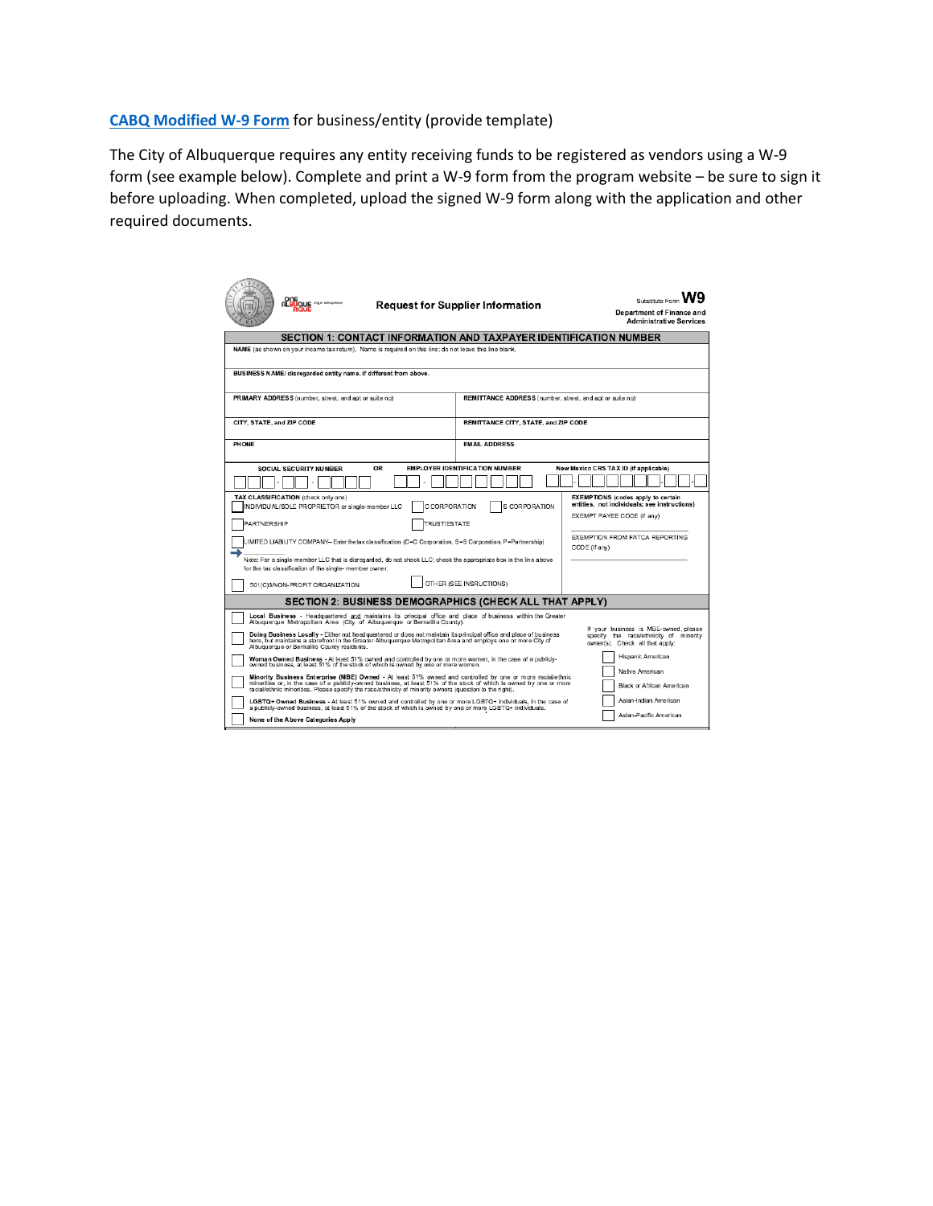**[CABQ Modified W-9 Form]** for business/entity (provide template)

The City of Albuquerque requires any entity receiving funds to be registered as vendors using a W-9 form (see example below). Complete and print a W-9 form from the program website – be sure to sign it before uploading. When completed, upload the signed W-9 form along with the application and other required documents.

**Request for Supplier Information**

Substitute Form **W9**

Department of Finance and Administrative Services

## SECTION 1: CONTACT INFORMATION AND TAXPAYER IDENTIFICATION NUMBER

NAME (as shown on your income tax return). Name is required on this line; do not leave this line blank.

BUSINESS NAME/ disregarded entity name, if different from above.

| PRIMARY ADDRESS (number, street, and apt or suite no) | REMITTANCE ADDRESS (number, street, and apt or suite no) |
|---|---|
| CITY, STATE, and ZIP CODE | REMITTANCE CITY, STATE, and ZIP CODE |
| PHONE | EMAIL ADDRESS |

SOCIAL SECURITY NUMBER ☐☐☐-☐☐-☐☐☐☐ OR EMPLOYER IDENTIFICATION NUMBER ☐☐-☐☐☐☐☐☐☐ New Mexico CRS TAX ID (if applicable) ☐☐-☐☐☐☐☐☐☐-☐☐☐-☐

TAX CLASSIFICATION (check only one)

- ☐ INDIVIDUAL/SOLE PROPRIETOR or single-member LLC
- ☐ C CORPORATION
- ☐ S CORPORATION
- ☐ PARTNERSHIP
- ☐ TRUST/ESTATE
- ☐ LIMITED LIABILITY COMPANY– Enter the tax classification (C=C Corporation, S=S Corporation, P=Partnership) ➔ ____

Note: For a single-member LLC that is disregarded, do not check LLC; check the appropriate box in the line above for the tax classification of the single- member owner.

- ☐ 501(C)3/NON-PROFIT ORGANIZATION
- ☐ OTHER (SEE INSRUCTIONS)

EXEMPTIONS (codes apply to certain entities, not individuals; see instructions)

EXEMPT PAYEE CODE (if any) ____

EXEMPTION FROM FATCA REPORTING CODE (if any) ____

## SECTION 2: BUSINESS DEMOGRAPHICS (CHECK ALL THAT APPLY)

- ☐ **Local Business** - Headquartered and maintains its principal office and place of business within the Greater Albuquerque Metropolitan Area (City of Albuquerque or Bernalillo County).
- ☐ **Doing Business Locally** - Either not headquartered or does not maintain its principal office and place of business here, but maintains a storefront in the Greater Albuquerque Metropolitan Area and employs one or more City of Albuquerque or Bernalillo County residents.
- ☐ **Woman Owned Business** - At least 51% owned and controlled by one or more women, in the case of a publicly-owned business, at least 51% of the stock of which is owned by one or more women.
- ☐ **Minority Business Enterprise (MBE) Owned** - At least 51% owned and controlled by one or more racial/ethnic minorities or, in the case of a publicly-owned business, at least 51% of the stock of which is owned by one or more racial/ethnic minorities. Please specify the race/ethnicity of minority owners (question to the right).
- ☐ **LGBTQ+ Owned Business** - At least 51% owned and controlled by one or more LGBTQ+ individuals, in the case of a publicly-owned business, at least 51% of the stock of which is owned by one or more LGBTQ+ individuals.
- ☐ **None of the Above Categories Apply**

If your business is MBE-owned, please specify the race/ethnicity of minority owner(s). Check all that apply:

- ☐ Hispanic American
- ☐ Native American
- ☐ Black or African American
- ☐ Asian-Indian American
- ☐ Asian-Pacific American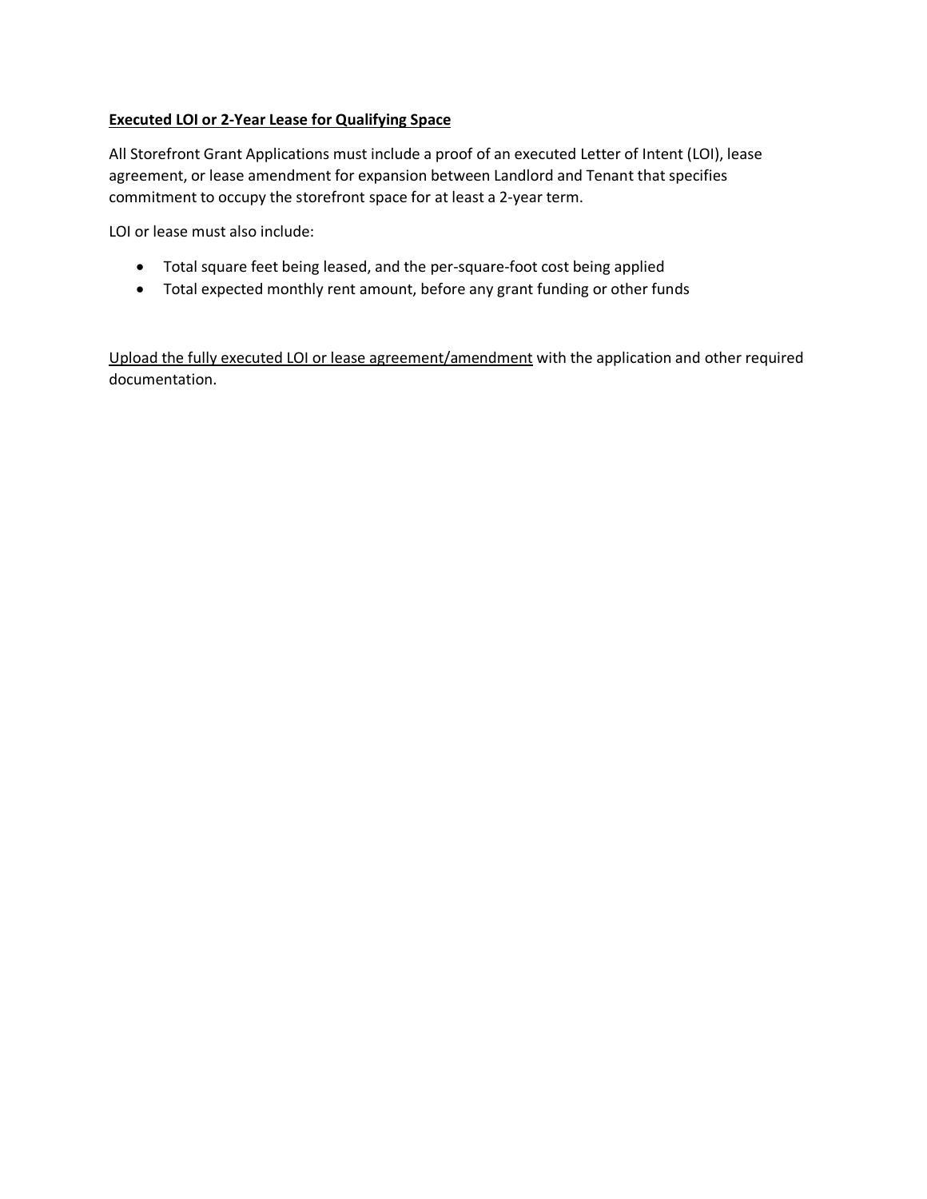**Executed LOI or 2-Year Lease for Qualifying Space**

All Storefront Grant Applications must include a proof of an executed Letter of Intent (LOI), lease agreement, or lease amendment for expansion between Landlord and Tenant that specifies commitment to occupy the storefront space for at least a 2-year term.

LOI or lease must also include:

- Total square feet being leased, and the per-square-foot cost being applied
- Total expected monthly rent amount, before any grant funding or other funds

Upload the fully executed LOI or lease agreement/amendment with the application and other required documentation.